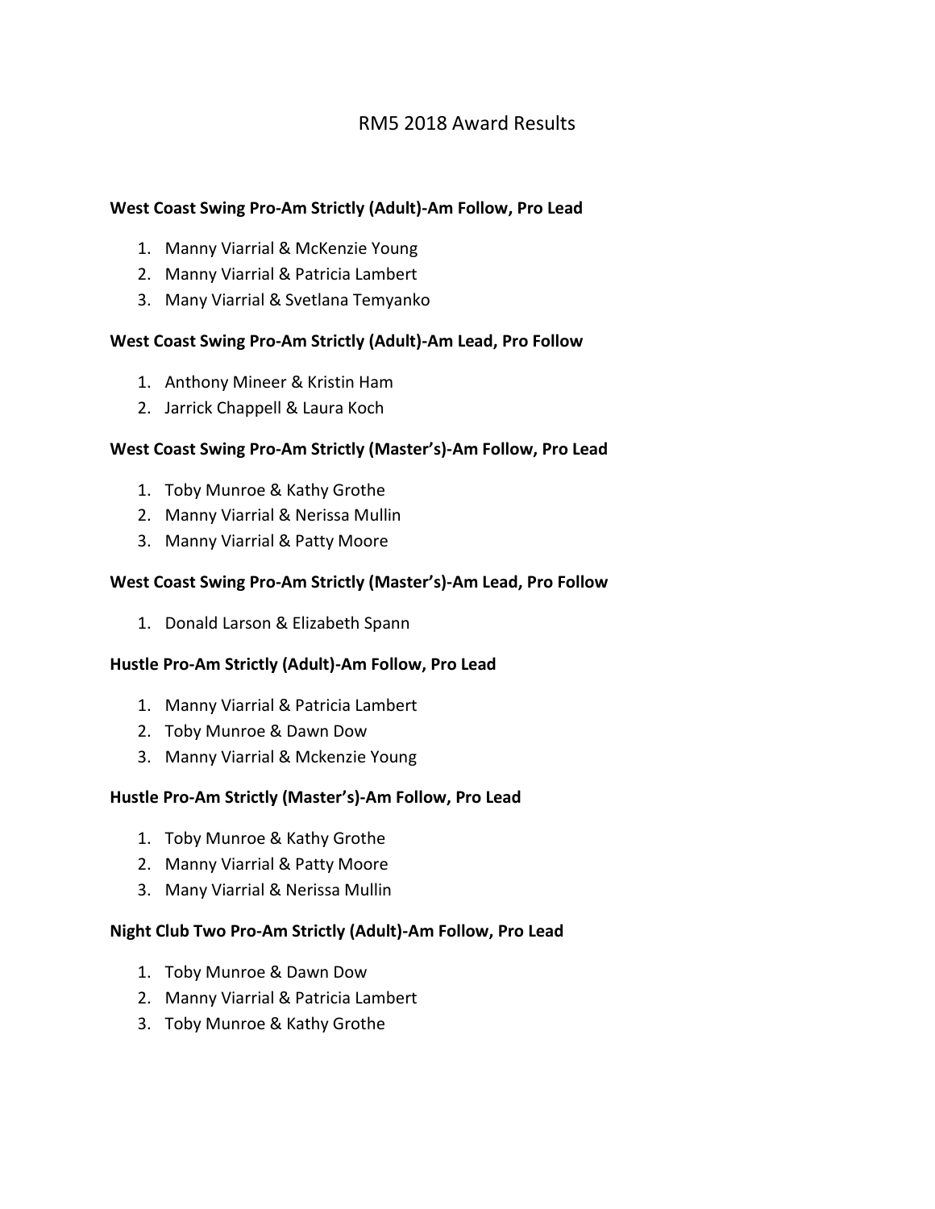# RM5 2018 Award Results

**West Coast Swing Pro-Am Strictly (Adult)-Am Follow, Pro Lead**

1. Manny Viarrial & McKenzie Young
2. Manny Viarrial & Patricia Lambert
3. Many Viarrial & Svetlana Temyanko

**West Coast Swing Pro-Am Strictly (Adult)-Am Lead, Pro Follow**

1. Anthony Mineer & Kristin Ham
2. Jarrick Chappell & Laura Koch

**West Coast Swing Pro-Am Strictly (Master's)-Am Follow, Pro Lead**

1. Toby Munroe & Kathy Grothe
2. Manny Viarrial & Nerissa Mullin
3. Manny Viarrial & Patty Moore

**West Coast Swing Pro-Am Strictly (Master's)-Am Lead, Pro Follow**

1. Donald Larson & Elizabeth Spann

**Hustle Pro-Am Strictly (Adult)-Am Follow, Pro Lead**

1. Manny Viarrial & Patricia Lambert
2. Toby Munroe & Dawn Dow
3. Manny Viarrial & Mckenzie Young

**Hustle Pro-Am Strictly (Master's)-Am Follow, Pro Lead**

1. Toby Munroe & Kathy Grothe
2. Manny Viarrial & Patty Moore
3. Many Viarrial & Nerissa Mullin

**Night Club Two Pro-Am Strictly (Adult)-Am Follow, Pro Lead**

1. Toby Munroe & Dawn Dow
2. Manny Viarrial & Patricia Lambert
3. Toby Munroe & Kathy Grothe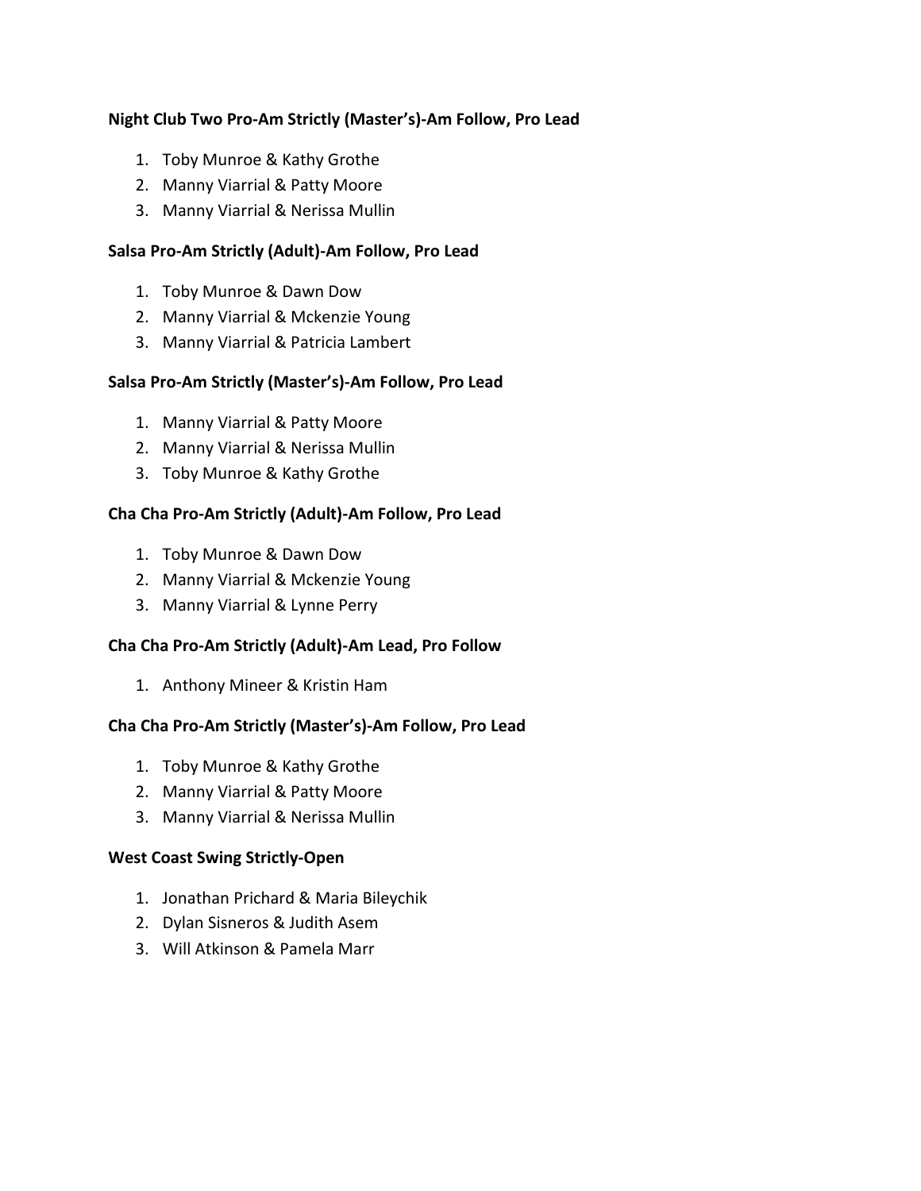**Night Club Two Pro-Am Strictly (Master's)-Am Follow, Pro Lead**

1. Toby Munroe & Kathy Grothe
2. Manny Viarrial & Patty Moore
3. Manny Viarrial & Nerissa Mullin

**Salsa Pro-Am Strictly (Adult)-Am Follow, Pro Lead**

1. Toby Munroe & Dawn Dow
2. Manny Viarrial & Mckenzie Young
3. Manny Viarrial & Patricia Lambert

**Salsa Pro-Am Strictly (Master's)-Am Follow, Pro Lead**

1. Manny Viarrial & Patty Moore
2. Manny Viarrial & Nerissa Mullin
3. Toby Munroe & Kathy Grothe

**Cha Cha Pro-Am Strictly (Adult)-Am Follow, Pro Lead**

1. Toby Munroe & Dawn Dow
2. Manny Viarrial & Mckenzie Young
3. Manny Viarrial & Lynne Perry

**Cha Cha Pro-Am Strictly (Adult)-Am Lead, Pro Follow**

1. Anthony Mineer & Kristin Ham

**Cha Cha Pro-Am Strictly (Master's)-Am Follow, Pro Lead**

1. Toby Munroe & Kathy Grothe
2. Manny Viarrial & Patty Moore
3. Manny Viarrial & Nerissa Mullin

**West Coast Swing Strictly-Open**

1. Jonathan Prichard & Maria Bileychik
2. Dylan Sisneros & Judith Asem
3. Will Atkinson & Pamela Marr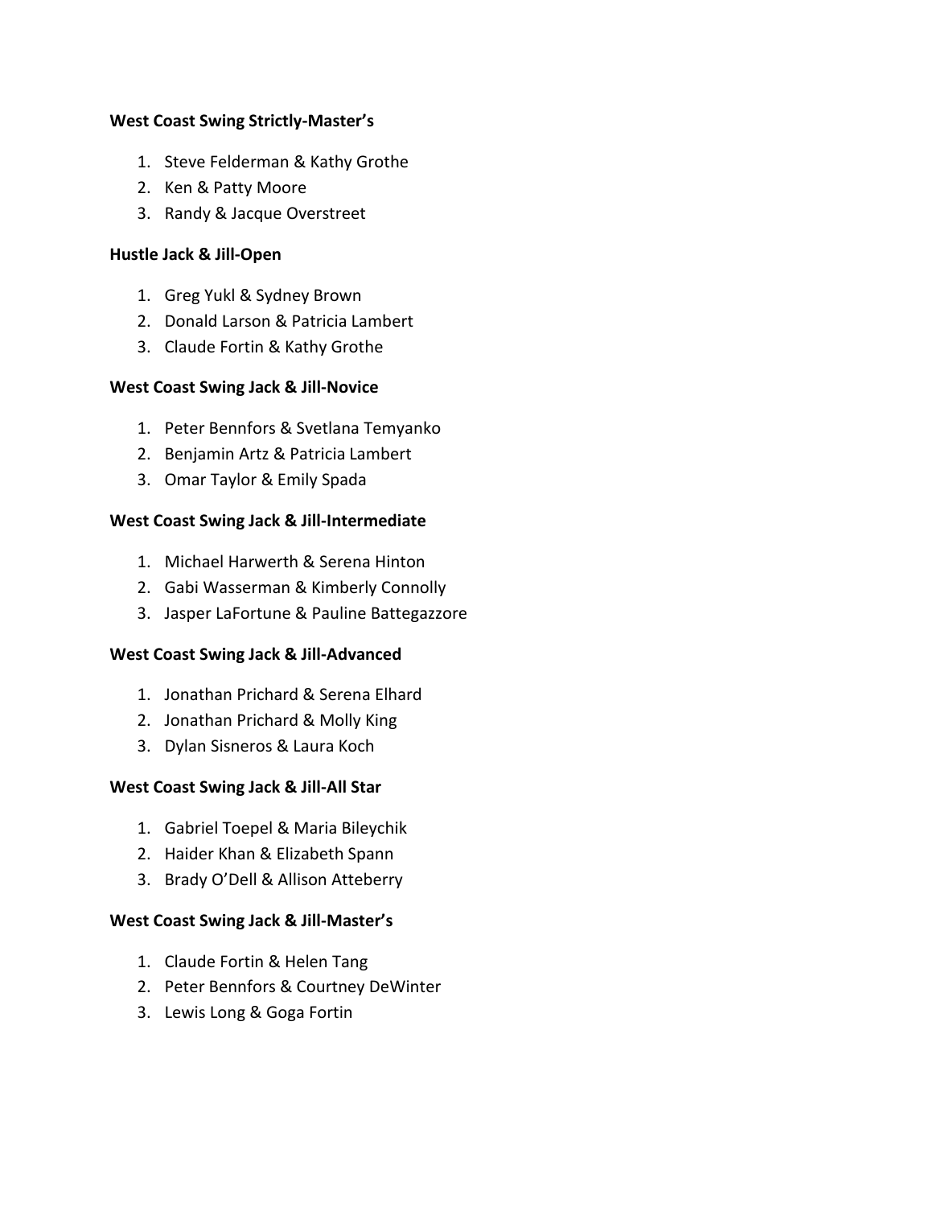**West Coast Swing Strictly-Master's**

1. Steve Felderman & Kathy Grothe
2. Ken & Patty Moore
3. Randy & Jacque Overstreet

**Hustle Jack & Jill-Open**

1. Greg Yukl & Sydney Brown
2. Donald Larson & Patricia Lambert
3. Claude Fortin & Kathy Grothe

**West Coast Swing Jack & Jill-Novice**

1. Peter Bennfors & Svetlana Temyanko
2. Benjamin Artz & Patricia Lambert
3. Omar Taylor & Emily Spada

**West Coast Swing Jack & Jill-Intermediate**

1. Michael Harwerth & Serena Hinton
2. Gabi Wasserman & Kimberly Connolly
3. Jasper LaFortune & Pauline Battegazzore

**West Coast Swing Jack & Jill-Advanced**

1. Jonathan Prichard & Serena Elhard
2. Jonathan Prichard & Molly King
3. Dylan Sisneros & Laura Koch

**West Coast Swing Jack & Jill-All Star**

1. Gabriel Toepel & Maria Bileychik
2. Haider Khan & Elizabeth Spann
3. Brady O'Dell & Allison Atteberry

**West Coast Swing Jack & Jill-Master's**

1. Claude Fortin & Helen Tang
2. Peter Bennfors & Courtney DeWinter
3. Lewis Long & Goga Fortin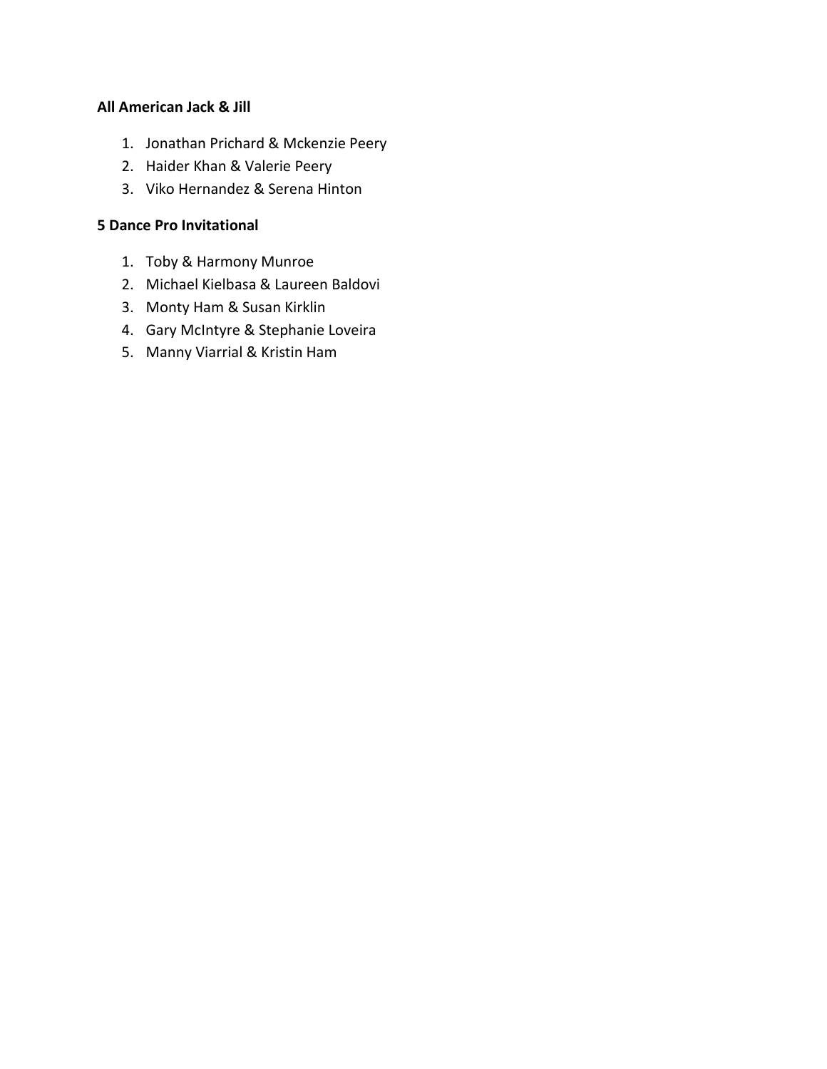**All American Jack & Jill**

1. Jonathan Prichard & Mckenzie Peery
2. Haider Khan & Valerie Peery
3. Viko Hernandez & Serena Hinton

**5 Dance Pro Invitational**

1. Toby & Harmony Munroe
2. Michael Kielbasa & Laureen Baldovi
3. Monty Ham & Susan Kirklin
4. Gary McIntyre & Stephanie Loveira
5. Manny Viarrial & Kristin Ham